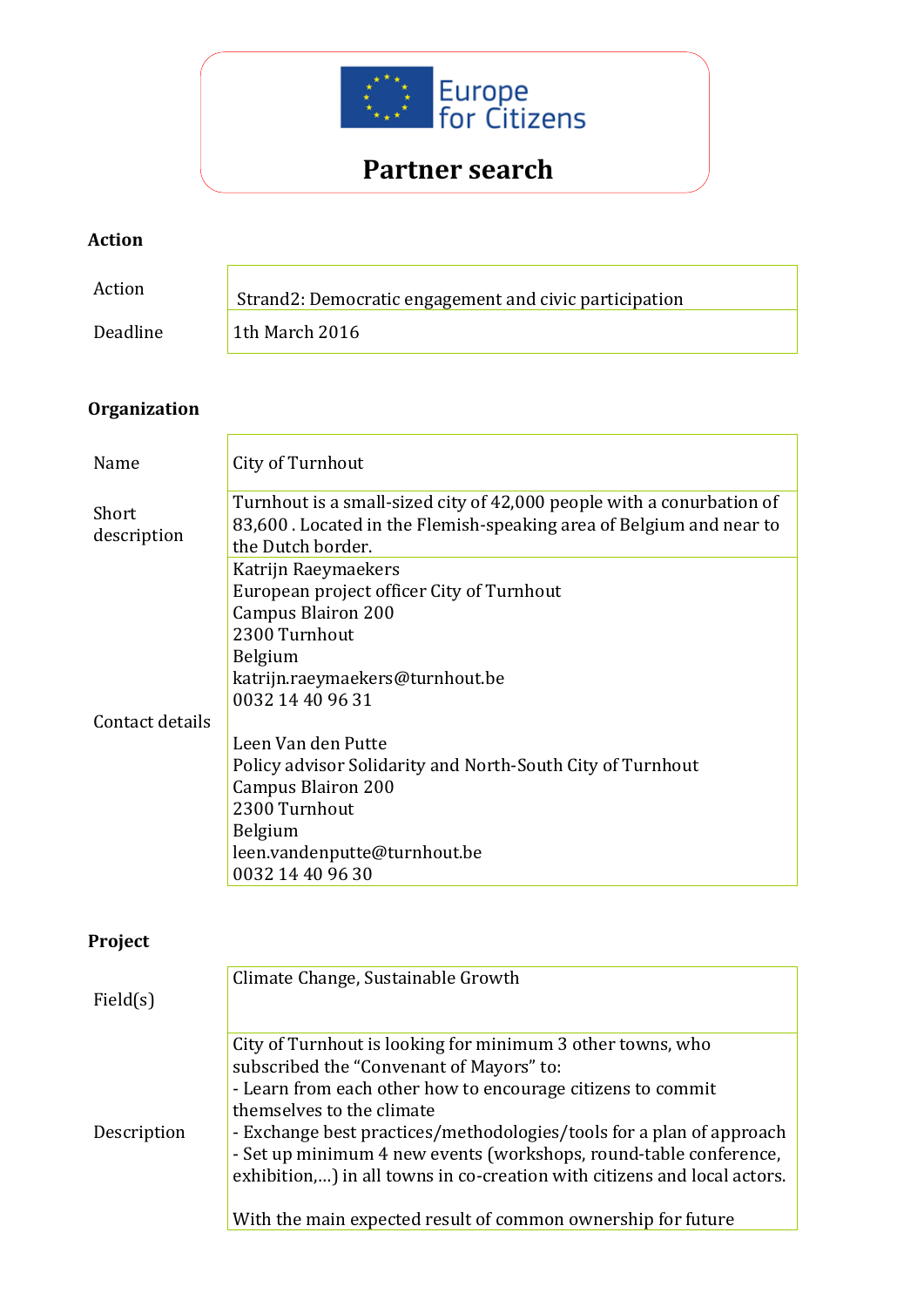Europe for Citizens

# Partner search

## Action

| | |
|---|---|
| Action | Strand2: Democratic engagement and civic participation |
| Deadline | 1th March 2016 |

## Organization

| | |
|---|---|
| Name | City of Turnhout |
| Short description | Turnhout is a small-sized city of 42,000 people with a conurbation of 83,600 . Located in the Flemish-speaking area of Belgium and near to the Dutch border. |
| Contact details | Katrijn Raeymaekers<br>European project officer City of Turnhout<br>Campus Blairon 200<br>2300 Turnhout<br>Belgium<br>katrijn.raeymaekers@turnhout.be<br>0032 14 40 96 31<br><br>Leen Van den Putte<br>Policy advisor Solidarity and North-South City of Turnhout<br>Campus Blairon 200<br>2300 Turnhout<br>Belgium<br>leen.vandenputte@turnhout.be<br>0032 14 40 96 30 |

## Project

| | |
|---|---|
| Field(s) | Climate Change, Sustainable Growth |
| Description | City of Turnhout is looking for minimum 3 other towns, who subscribed the "Convenant of Mayors" to:<br>- Learn from each other how to encourage citizens to commit themselves to the climate<br>- Exchange best practices/methodologies/tools for a plan of approach<br>- Set up minimum 4 new events (workshops, round-table conference, exhibition,...) in all towns in co-creation with citizens and local actors.<br><br>With the main expected result of common ownership for future |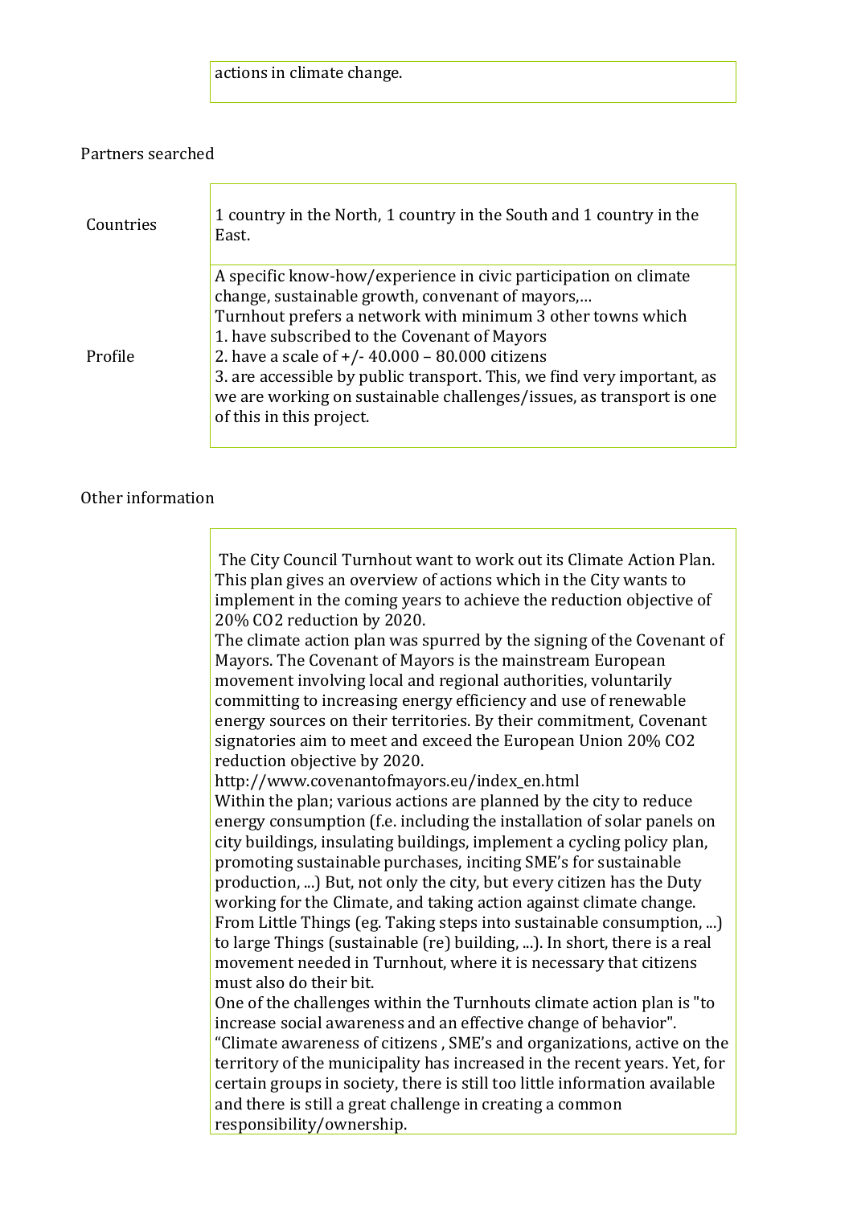| | actions in climate change. |
|---|---|

Partners searched

| | |
|---|---|
| Countries | 1 country in the North, 1 country in the South and 1 country in the East. |
| Profile | A specific know-how/experience in civic participation on climate change, sustainable growth, convenant of mayors,… <br> Turnhout prefers a network with minimum 3 other towns which <br> 1. have subscribed to the Covenant of Mayors <br> 2. have a scale of +/- 40.000 – 80.000 citizens <br> 3. are accessible by public transport. This, we find very important, as we are working on sustainable challenges/issues, as transport is one of this in this project. |

Other information

| | |
|---|---|
| | The City Council Turnhout want to work out its Climate Action Plan. This plan gives an overview of actions which in the City wants to implement in the coming years to achieve the reduction objective of 20% CO2 reduction by 2020. <br> The climate action plan was spurred by the signing of the Covenant of Mayors. The Covenant of Mayors is the mainstream European movement involving local and regional authorities, voluntarily committing to increasing energy efficiency and use of renewable energy sources on their territories. By their commitment, Covenant signatories aim to meet and exceed the European Union 20% CO2 reduction objective by 2020. <br> http://www.covenantofmayors.eu/index_en.html <br> Within the plan; various actions are planned by the city to reduce energy consumption (f.e. including the installation of solar panels on city buildings, insulating buildings, implement a cycling policy plan, promoting sustainable purchases, inciting SME's for sustainable production, ...) But, not only the city, but every citizen has the Duty working for the Climate, and taking action against climate change. From Little Things (eg. Taking steps into sustainable consumption, ...) to large Things (sustainable (re) building, ...). In short, there is a real movement needed in Turnhout, where it is necessary that citizens must also do their bit. <br> One of the challenges within the Turnhouts climate action plan is "to increase social awareness and an effective change of behavior". <br> "Climate awareness of citizens , SME's and organizations, active on the territory of the municipality has increased in the recent years. Yet, for certain groups in society, there is still too little information available and there is still a great challenge in creating a common responsibility/ownership. |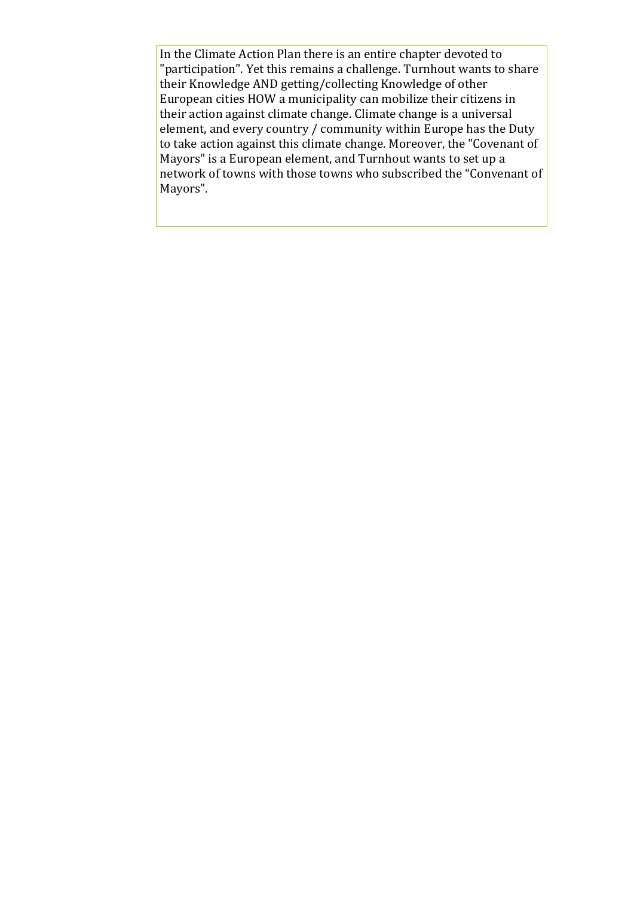In the Climate Action Plan there is an entire chapter devoted to "participation". Yet this remains a challenge. Turnhout wants to share their Knowledge AND getting/collecting Knowledge of other European cities HOW a municipality can mobilize their citizens in their action against climate change. Climate change is a universal element, and every country / community within Europe has the Duty to take action against this climate change. Moreover, the "Covenant of Mayors" is a European element, and Turnhout wants to set up a network of towns with those towns who subscribed the "Convenant of Mayors".